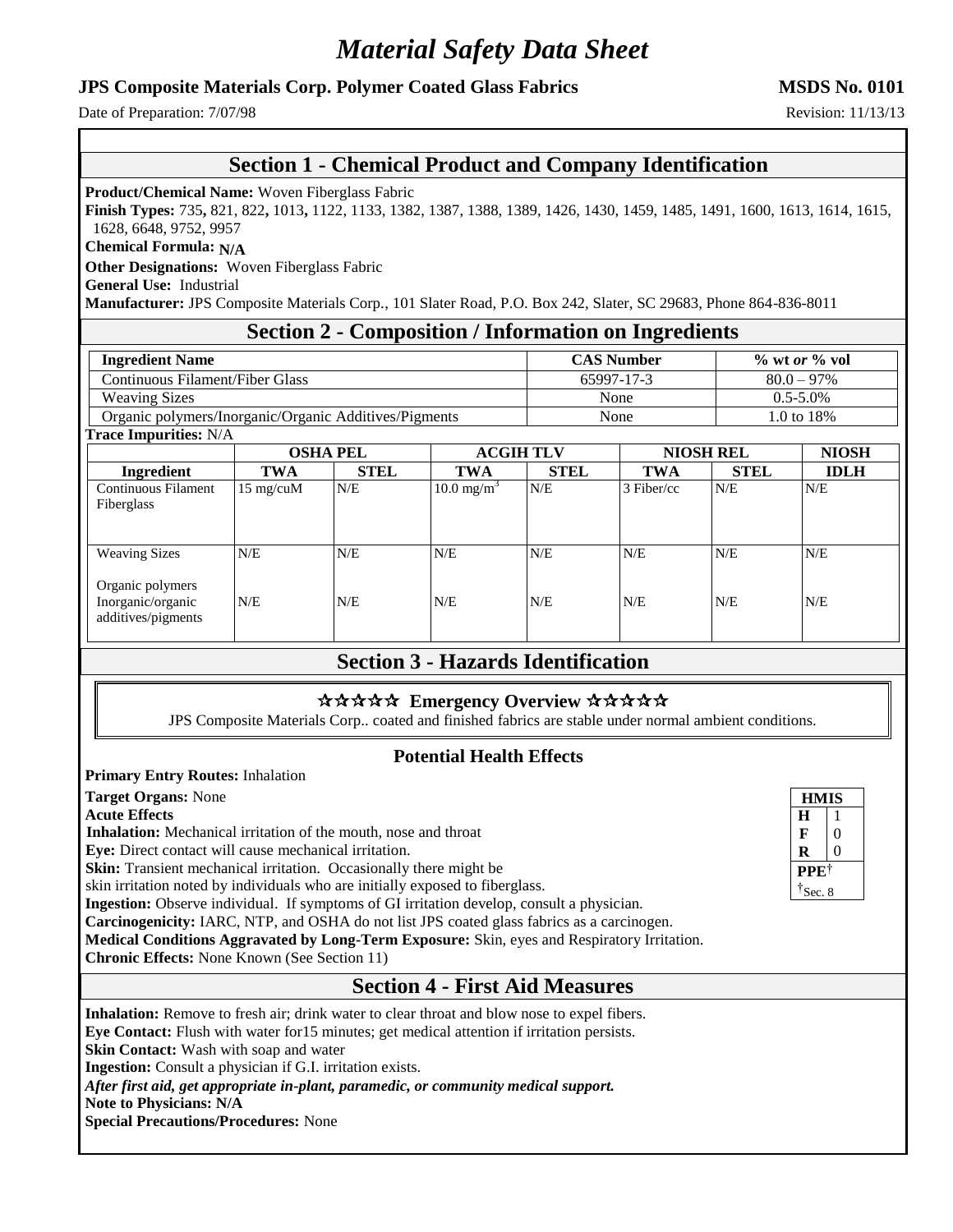# *Material Safety Data Sheet*

**JPS Composite Materials Corp. Polymer Coated Glass Fabrics** **MSDS No. 0101**

Date of Preparation: 7/07/98 Revision: 11/13/13

## Section 1 - Chemical Product and Company Identification

**Product/Chemical Name:** Woven Fiberglass Fabric

**Finish Types:** 735**,** 821, 822**,** 1013**,** 1122, 1133, 1382, 1387, 1388, 1389, 1426, 1430, 1459, 1485, 1491, 1600, 1613, 1614, 1615, 1628, 6648, 9752, 9957

**Chemical Formula: N/A**

**Other Designations:** Woven Fiberglass Fabric

**General Use:** Industrial

**Manufacturer:** JPS Composite Materials Corp., 101 Slater Road, P.O. Box 242, Slater, SC 29683, Phone 864-836-8011

## Section 2 - Composition / Information on Ingredients

| Ingredient Name | CAS Number | % wt *or* % vol |
|---|---|---|
| Continuous Filament/Fiber Glass | 65997-17-3 | 80.0 – 97% |
| Weaving Sizes | None | 0.5-5.0% |
| Organic polymers/Inorganic/Organic Additives/Pigments | None | 1.0 to 18% |

**Trace Impurities:** N/A

| | OSHA PEL | | ACGIH TLV | | NIOSH REL | | NIOSH |
|---|---|---|---|---|---|---|---|
| **Ingredient** | **TWA** | **STEL** | **TWA** | **STEL** | **TWA** | **STEL** | **IDLH** |
| Continuous Filament Fiberglass | 15 mg/cuM | N/E | 10.0 mg/m$^3$ | N/E | 3 Fiber/cc | N/E | N/E |
| Weaving Sizes | N/E | N/E | N/E | N/E | N/E | N/E | N/E |
| Organic polymers Inorganic/organic additives/pigments | N/E | N/E | N/E | N/E | N/E | N/E | N/E |

## Section 3 - Hazards Identification

### ☆☆☆☆☆ Emergency Overview ☆☆☆☆☆

JPS Composite Materials Corp.. coated and finished fabrics are stable under normal ambient conditions.

### Potential Health Effects

**Primary Entry Routes:** Inhalation

**Target Organs:** None

**Acute Effects**

**Inhalation:** Mechanical irritation of the mouth, nose and throat

**Eye:** Direct contact will cause mechanical irritation.

**Skin:** Transient mechanical irritation. Occasionally there might be skin irritation noted by individuals who are initially exposed to fiberglass.

**Ingestion:** Observe individual. If symptoms of GI irritation develop, consult a physician.

**Carcinogenicity:** IARC, NTP, and OSHA do not list JPS coated glass fabrics as a carcinogen.

**Medical Conditions Aggravated by Long-Term Exposure:** Skin, eyes and Respiratory Irritation.

**Chronic Effects:** None Known (See Section 11)

| HMIS | |
|---|---|
| **H** | 1 |
| **F** | 0 |
| **R** | 0 |
| **PPE**† | |
| †Sec. 8 | |

## Section 4 - First Aid Measures

**Inhalation:** Remove to fresh air; drink water to clear throat and blow nose to expel fibers.

**Eye Contact:** Flush with water for15 minutes; get medical attention if irritation persists.

**Skin Contact:** Wash with soap and water

**Ingestion:** Consult a physician if G.I. irritation exists.

***After first aid, get appropriate in-plant, paramedic, or community medical support.***

**Note to Physicians: N/A**

**Special Precautions/Procedures:** None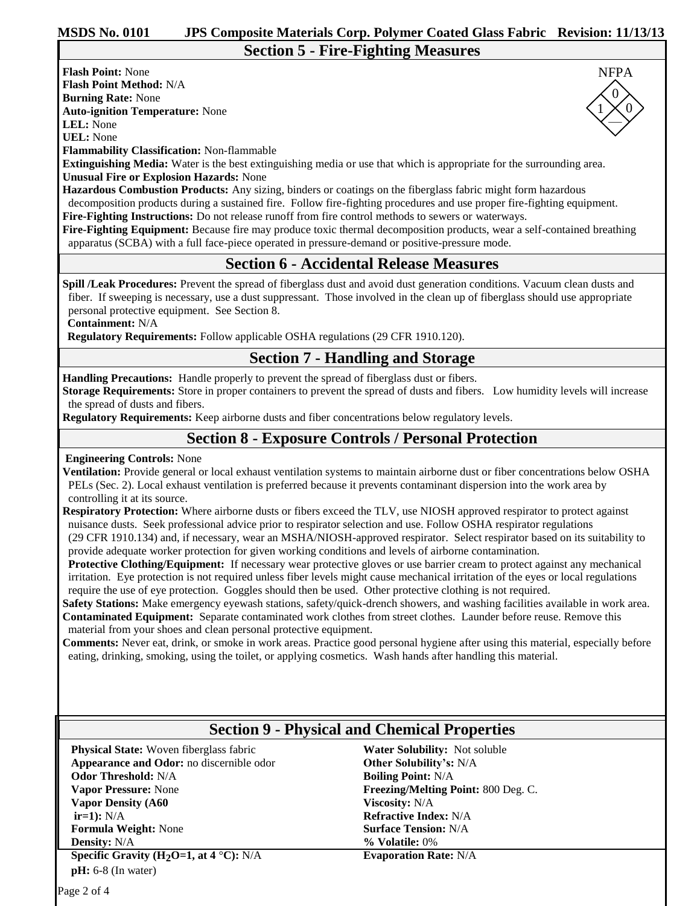## Section 5 - Fire-Fighting Measures

**Flash Point:** None
**Flash Point Method:** N/A
**Burning Rate:** None
**Auto-ignition Temperature:** None
**LEL:** None
**UEL:** None
**Flammability Classification:** Non-flammable
**Extinguishing Media:** Water is the best extinguishing media or use that which is appropriate for the surrounding area.
**Unusual Fire or Explosion Hazards:** None
**Hazardous Combustion Products:** Any sizing, binders or coatings on the fiberglass fabric might form hazardous decomposition products during a sustained fire. Follow fire-fighting procedures and use proper fire-fighting equipment.
**Fire-Fighting Instructions:** Do not release runoff from fire control methods to sewers or waterways.
**Fire-Fighting Equipment:** Because fire may produce toxic thermal decomposition products, wear a self-contained breathing apparatus (SCBA) with a full face-piece operated in pressure-demand or positive-pressure mode.

NFPA
0
1 0
—

## Section 6 - Accidental Release Measures

**Spill /Leak Procedures:** Prevent the spread of fiberglass dust and avoid dust generation conditions. Vacuum clean dusts and fiber. If sweeping is necessary, use a dust suppressant. Those involved in the clean up of fiberglass should use appropriate personal protective equipment. See Section 8.
**Containment:** N/A
**Regulatory Requirements:** Follow applicable OSHA regulations (29 CFR 1910.120).

## Section 7 - Handling and Storage

**Handling Precautions:** Handle properly to prevent the spread of fiberglass dust or fibers.
**Storage Requirements:** Store in proper containers to prevent the spread of dusts and fibers. Low humidity levels will increase the spread of dusts and fibers.
**Regulatory Requirements:** Keep airborne dusts and fiber concentrations below regulatory levels.

## Section 8 - Exposure Controls / Personal Protection

**Engineering Controls:** None
**Ventilation:** Provide general or local exhaust ventilation systems to maintain airborne dust or fiber concentrations below OSHA PELs (Sec. 2). Local exhaust ventilation is preferred because it prevents contaminant dispersion into the work area by controlling it at its source.
**Respiratory Protection:** Where airborne dusts or fibers exceed the TLV, use NIOSH approved respirator to protect against nuisance dusts. Seek professional advice prior to respirator selection and use. Follow OSHA respirator regulations (29 CFR 1910.134) and, if necessary, wear an MSHA/NIOSH-approved respirator. Select respirator based on its suitability to provide adequate worker protection for given working conditions and levels of airborne contamination.
**Protective Clothing/Equipment:** If necessary wear protective gloves or use barrier cream to protect against any mechanical irritation. Eye protection is not required unless fiber levels might cause mechanical irritation of the eyes or local regulations require the use of eye protection. Goggles should then be used. Other protective clothing is not required.
**Safety Stations:** Make emergency eyewash stations, safety/quick-drench showers, and washing facilities available in work area.
**Contaminated Equipment:** Separate contaminated work clothes from street clothes. Launder before reuse. Remove this material from your shoes and clean personal protective equipment.
**Comments:** Never eat, drink, or smoke in work areas. Practice good personal hygiene after using this material, especially before eating, drinking, smoking, using the toilet, or applying cosmetics. Wash hands after handling this material.

## Section 9 - Physical and Chemical Properties

**Physical State:** Woven fiberglass fabric
**Appearance and Odor:** no discernible odor
**Odor Threshold:** N/A
**Vapor Pressure:** None
**Vapor Density (A60 ir=1):** N/A
**Formula Weight:** None
**Density:** N/A
**Specific Gravity ($H_2O$=1, at 4 °C):** N/A
**pH:** 6-8 (In water)
**Water Solubility:** Not soluble
**Other Solubility's:** N/A
**Boiling Point:** N/A
**Freezing/Melting Point:** 800 Deg. C.
**Viscosity:** N/A
**Refractive Index:** N/A
**Surface Tension:** N/A
**% Volatile:** 0%
**Evaporation Rate:** N/A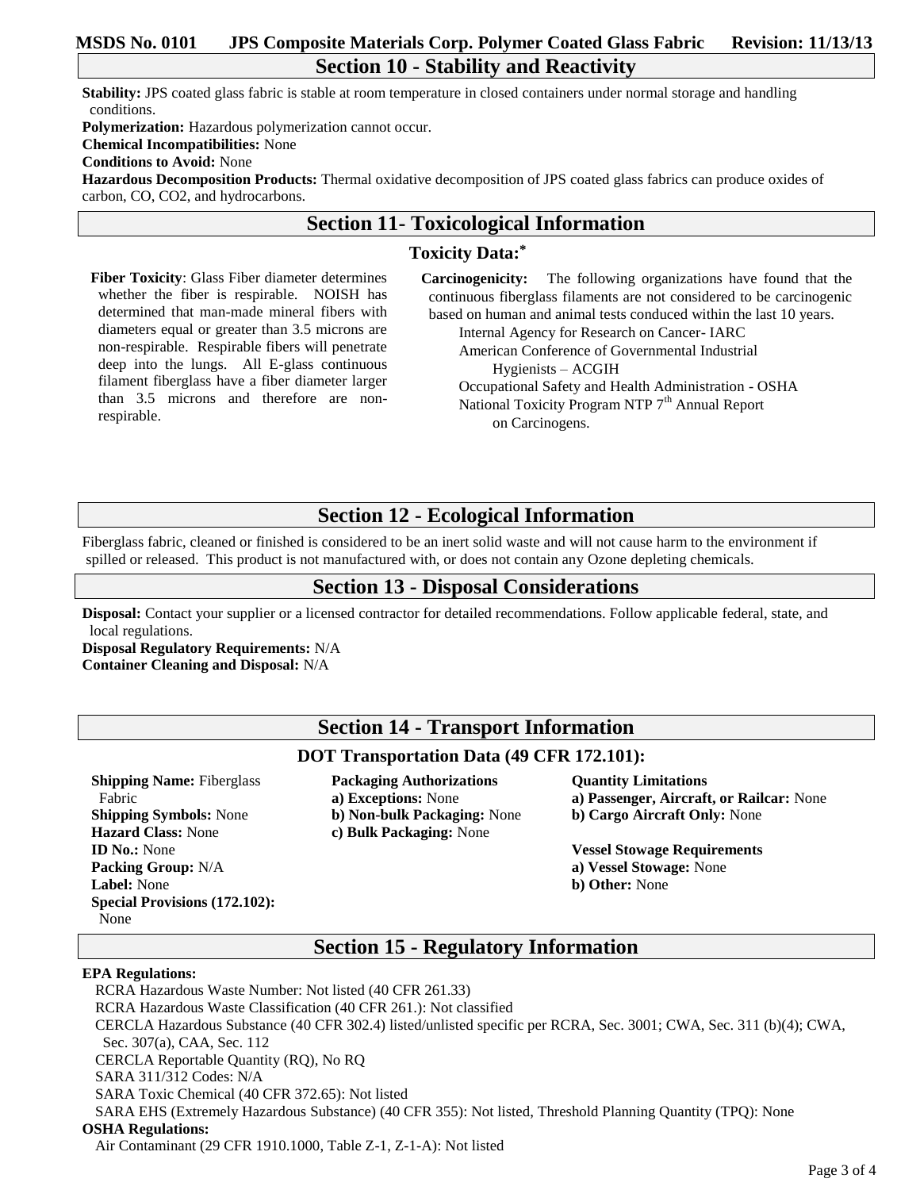## Section 10 - Stability and Reactivity

**Stability:** JPS coated glass fabric is stable at room temperature in closed containers under normal storage and handling conditions.

**Polymerization:** Hazardous polymerization cannot occur.

**Chemical Incompatibilities:** None

**Conditions to Avoid:** None

**Hazardous Decomposition Products:** Thermal oxidative decomposition of JPS coated glass fabrics can produce oxides of carbon, CO, $CO_2$, and hydrocarbons.

## Section 11- Toxicological Information

### Toxicity Data:*

**Fiber Toxicity**: Glass Fiber diameter determines whether the fiber is respirable. NOISH has determined that man-made mineral fibers with diameters equal or greater than 3.5 microns are non-respirable. Respirable fibers will penetrate deep into the lungs. All E-glass continuous filament fiberglass have a fiber diameter larger than 3.5 microns and therefore are non-respirable.

**Carcinogenicity:** The following organizations have found that the continuous fiberglass filaments are not considered to be carcinogenic based on human and animal tests conduced within the last 10 years.

- Internal Agency for Research on Cancer- IARC
- American Conference of Governmental Industrial Hygienists – ACGIH
- Occupational Safety and Health Administration - OSHA
- National Toxicity Program NTP 7th Annual Report on Carcinogens.

## Section 12 - Ecological Information

Fiberglass fabric, cleaned or finished is considered to be an inert solid waste and will not cause harm to the environment if spilled or released. This product is not manufactured with, or does not contain any Ozone depleting chemicals.

## Section 13 - Disposal Considerations

**Disposal:** Contact your supplier or a licensed contractor for detailed recommendations. Follow applicable federal, state, and local regulations.

**Disposal Regulatory Requirements:** N/A

**Container Cleaning and Disposal:** N/A

## Section 14 - Transport Information

### DOT Transportation Data (49 CFR 172.101):

**Shipping Name:** Fiberglass Fabric
**Shipping Symbols:** None
**Hazard Class:** None
**ID No.:** None
**Packing Group:** N/A
**Label:** None
**Special Provisions (172.102):** None

**Packaging Authorizations**
**a) Exceptions:** None
**b) Non-bulk Packaging:** None
**c) Bulk Packaging:** None

**Quantity Limitations**
**a) Passenger, Aircraft, or Railcar:** None
**b) Cargo Aircraft Only:** None

**Vessel Stowage Requirements**
**a) Vessel Stowage:** None
**b) Other:** None

## Section 15 - Regulatory Information

**EPA Regulations:**

RCRA Hazardous Waste Number: Not listed (40 CFR 261.33)
RCRA Hazardous Waste Classification (40 CFR 261.): Not classified
CERCLA Hazardous Substance (40 CFR 302.4) listed/unlisted specific per RCRA, Sec. 3001; CWA, Sec. 311 (b)(4); CWA, Sec. 307(a), CAA, Sec. 112
CERCLA Reportable Quantity (RQ), No RQ
SARA 311/312 Codes: N/A
SARA Toxic Chemical (40 CFR 372.65): Not listed
SARA EHS (Extremely Hazardous Substance) (40 CFR 355): Not listed, Threshold Planning Quantity (TPQ): None

**OSHA Regulations:**

Air Contaminant (29 CFR 1910.1000, Table Z-1, Z-1-A): Not listed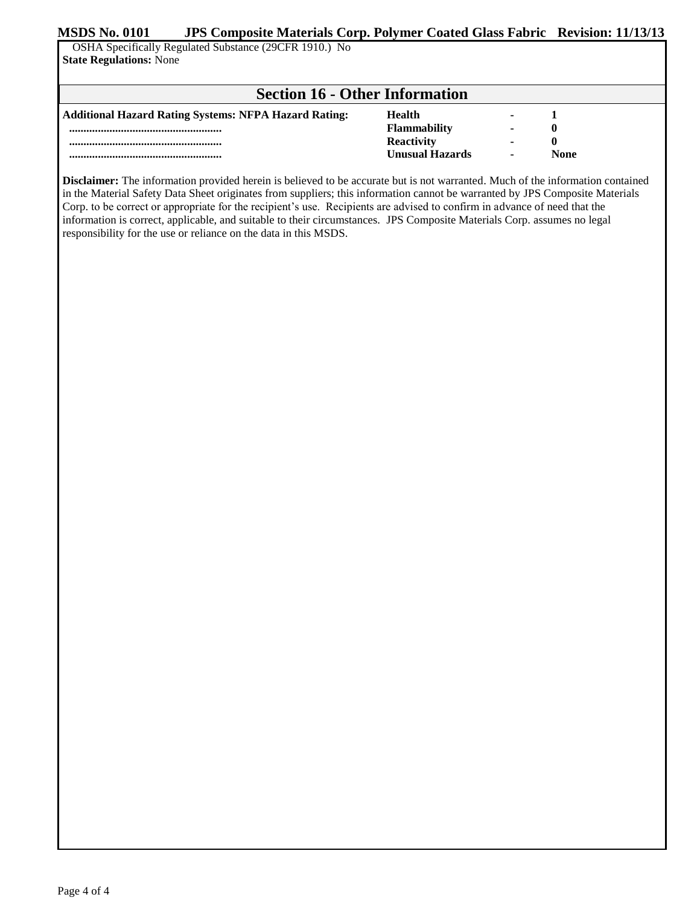OSHA Specifically Regulated Substance (29CFR 1910.) No

**State Regulations:** None

## Section 16 - Other Information

| | | | |
|---|---|---|---|
| **Additional Hazard Rating Systems: NFPA Hazard Rating:** | **Health** | **-** | **1** |
| **....................................................** | **Flammability** | **-** | **0** |
| **....................................................** | **Reactivity** | **-** | **0** |
| **....................................................** | **Unusual Hazards** | **-** | **None** |

**Disclaimer:** The information provided herein is believed to be accurate but is not warranted. Much of the information contained in the Material Safety Data Sheet originates from suppliers; this information cannot be warranted by JPS Composite Materials Corp. to be correct or appropriate for the recipient's use. Recipients are advised to confirm in advance of need that the information is correct, applicable, and suitable to their circumstances. JPS Composite Materials Corp. assumes no legal responsibility for the use or reliance on the data in this MSDS.